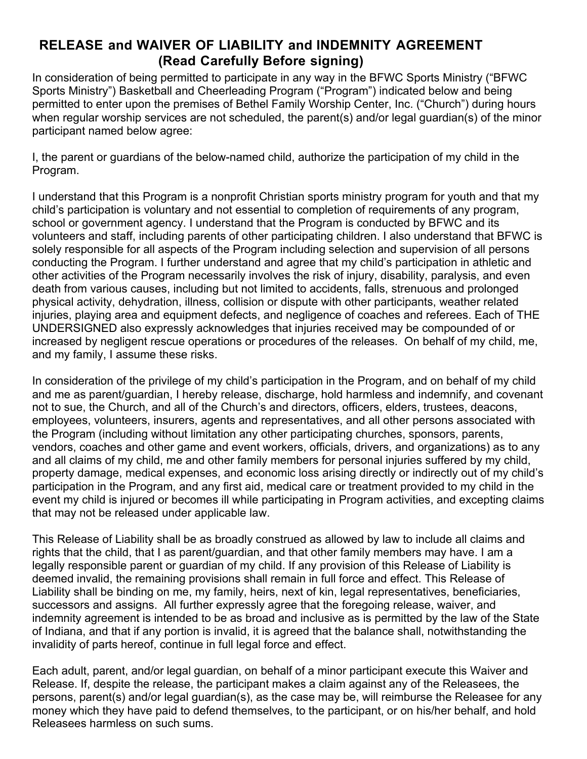## RELEASE and WAIVER OF LIABILITY and INDEMNITY AGREEMENT
### (Read Carefully Before signing)

In consideration of being permitted to participate in any way in the BFWC Sports Ministry ("BFWC Sports Ministry") Basketball and Cheerleading Program ("Program") indicated below and being permitted to enter upon the premises of Bethel Family Worship Center, Inc. ("Church") during hours when regular worship services are not scheduled, the parent(s) and/or legal guardian(s) of the minor participant named below agree:

I, the parent or guardians of the below-named child, authorize the participation of my child in the Program.

I understand that this Program is a nonprofit Christian sports ministry program for youth and that my child's participation is voluntary and not essential to completion of requirements of any program, school or government agency. I understand that the Program is conducted by BFWC and its volunteers and staff, including parents of other participating children. I also understand that BFWC is solely responsible for all aspects of the Program including selection and supervision of all persons conducting the Program. I further understand and agree that my child's participation in athletic and other activities of the Program necessarily involves the risk of injury, disability, paralysis, and even death from various causes, including but not limited to accidents, falls, strenuous and prolonged physical activity, dehydration, illness, collision or dispute with other participants, weather related injuries, playing area and equipment defects, and negligence of coaches and referees. Each of THE UNDERSIGNED also expressly acknowledges that injuries received may be compounded of or increased by negligent rescue operations or procedures of the releases. On behalf of my child, me, and my family, I assume these risks.

In consideration of the privilege of my child's participation in the Program, and on behalf of my child and me as parent/guardian, I hereby release, discharge, hold harmless and indemnify, and covenant not to sue, the Church, and all of the Church's and directors, officers, elders, trustees, deacons, employees, volunteers, insurers, agents and representatives, and all other persons associated with the Program (including without limitation any other participating churches, sponsors, parents, vendors, coaches and other game and event workers, officials, drivers, and organizations) as to any and all claims of my child, me and other family members for personal injuries suffered by my child, property damage, medical expenses, and economic loss arising directly or indirectly out of my child's participation in the Program, and any first aid, medical care or treatment provided to my child in the event my child is injured or becomes ill while participating in Program activities, and excepting claims that may not be released under applicable law.

This Release of Liability shall be as broadly construed as allowed by law to include all claims and rights that the child, that I as parent/guardian, and that other family members may have. I am a legally responsible parent or guardian of my child. If any provision of this Release of Liability is deemed invalid, the remaining provisions shall remain in full force and effect. This Release of Liability shall be binding on me, my family, heirs, next of kin, legal representatives, beneficiaries, successors and assigns. All further expressly agree that the foregoing release, waiver, and indemnity agreement is intended to be as broad and inclusive as is permitted by the law of the State of Indiana, and that if any portion is invalid, it is agreed that the balance shall, notwithstanding the invalidity of parts hereof, continue in full legal force and effect.

Each adult, parent, and/or legal guardian, on behalf of a minor participant execute this Waiver and Release. If, despite the release, the participant makes a claim against any of the Releasees, the persons, parent(s) and/or legal guardian(s), as the case may be, will reimburse the Releasee for any money which they have paid to defend themselves, to the participant, or on his/her behalf, and hold Releasees harmless on such sums.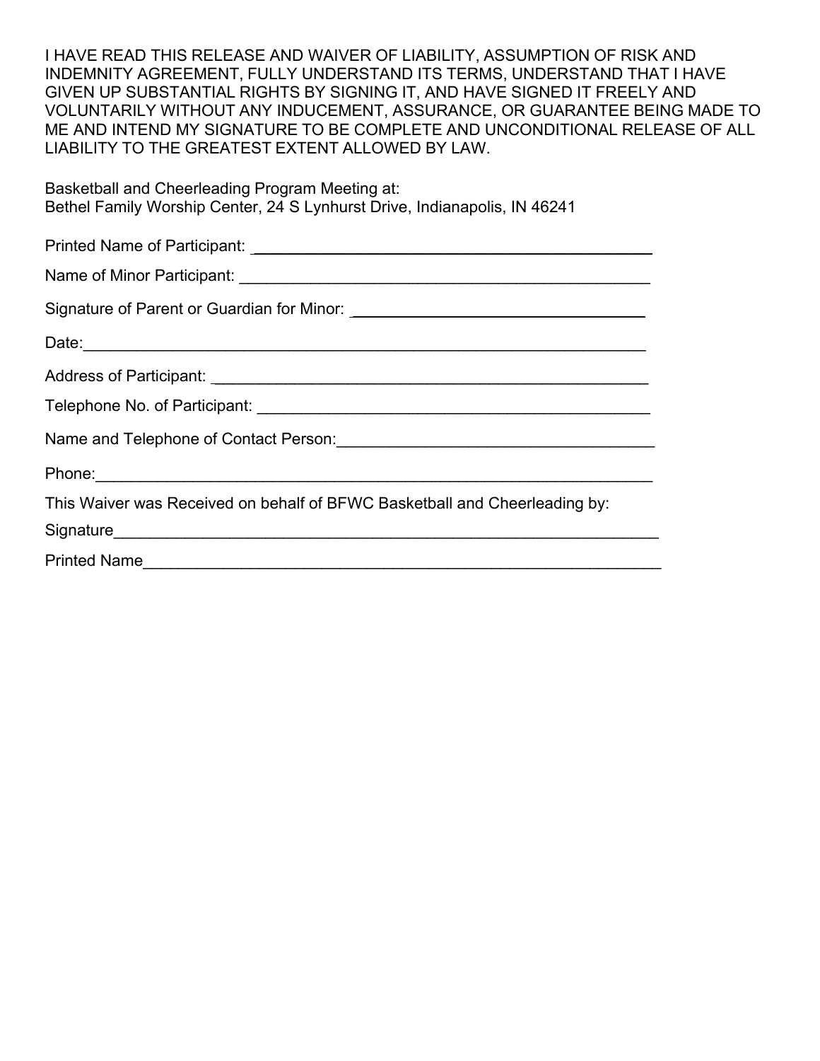I HAVE READ THIS RELEASE AND WAIVER OF LIABILITY, ASSUMPTION OF RISK AND INDEMNITY AGREEMENT, FULLY UNDERSTAND ITS TERMS, UNDERSTAND THAT I HAVE GIVEN UP SUBSTANTIAL RIGHTS BY SIGNING IT, AND HAVE SIGNED IT FREELY AND VOLUNTARILY WITHOUT ANY INDUCEMENT, ASSURANCE, OR GUARANTEE BEING MADE TO ME AND INTEND MY SIGNATURE TO BE COMPLETE AND UNCONDITIONAL RELEASE OF ALL LIABILITY TO THE GREATEST EXTENT ALLOWED BY LAW.

Basketball and Cheerleading Program Meeting at:
Bethel Family Worship Center, 24 S Lynhurst Drive, Indianapolis, IN 46241

Printed Name of Participant: ______________________________________________

Name of Minor Participant: _______________________________________________

Signature of Parent or Guardian for Minor: ________________________________

Date:_________________________________________________________________

Address of Participant: ___________________________________________________

Telephone No. of Participant: _____________________________________________

Name and Telephone of Contact Person:____________________________________

Phone:________________________________________________________________

This Waiver was Received on behalf of BFWC Basketball and Cheerleading by:

Signature______________________________________________________________

Printed Name___________________________________________________________